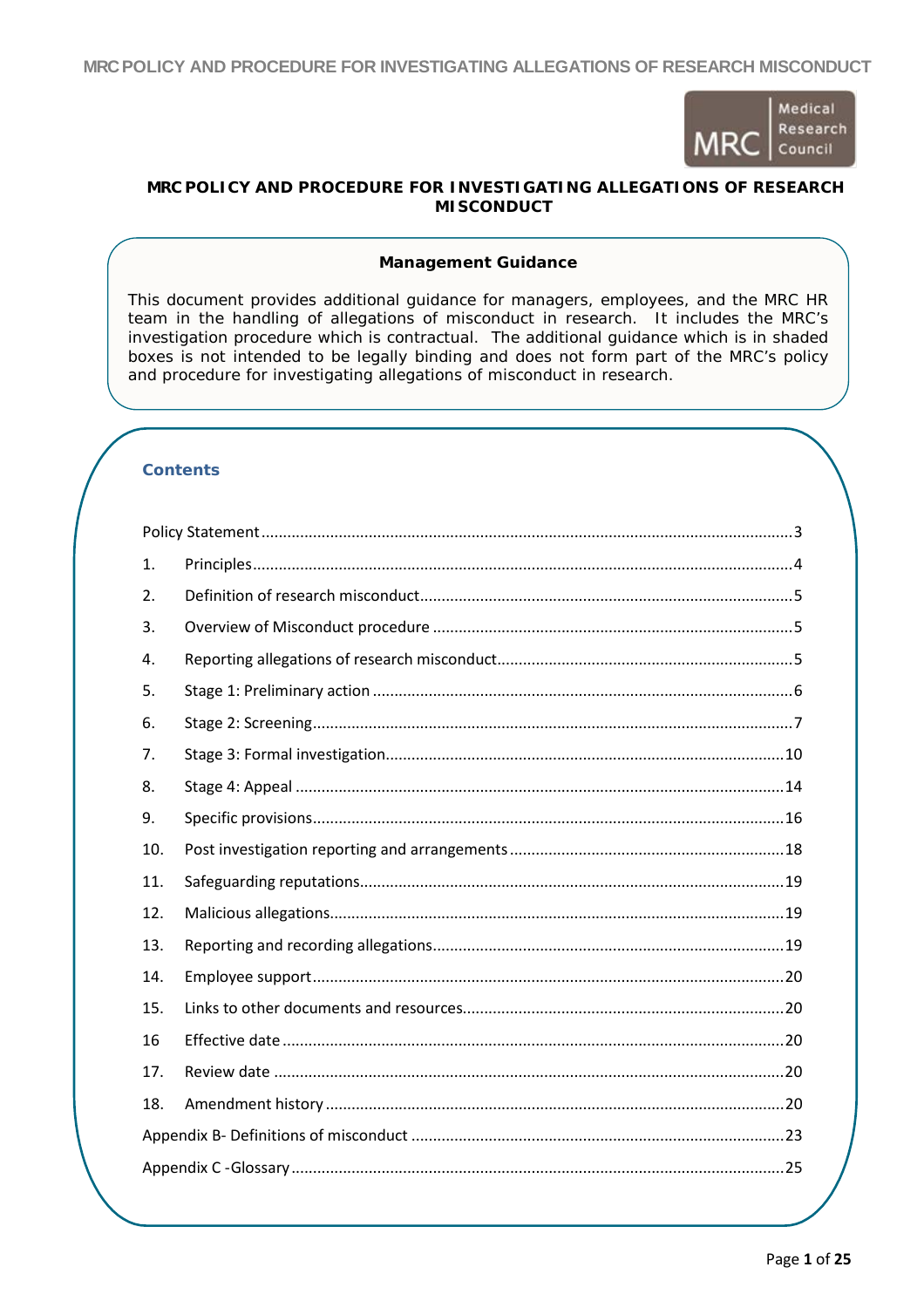# MRC POLICY AND PROCEDURE FOR INVESTIGATING ALLEGATIONS OF RESEARCH MISCONDUCT

**Management Guidance**

This document provides additional guidance for managers, employees, and the MRC HR team in the handling of allegations of misconduct in research. It includes the MRC's investigation procedure which is contractual. The additional guidance which is in shaded boxes is not intended to be legally binding and does not form part of the MRC's policy and procedure for investigating allegations of misconduct in research.

## Contents

| | | |
|---|---|---|
| Policy Statement | | 3 |
| 1. | Principles | 4 |
| 2. | Definition of research misconduct | 5 |
| 3. | Overview of Misconduct procedure | 5 |
| 4. | Reporting allegations of research misconduct | 5 |
| 5. | Stage 1: Preliminary action | 6 |
| 6. | Stage 2: Screening | 7 |
| 7. | Stage 3: Formal investigation | 10 |
| 8. | Stage 4: Appeal | 14 |
| 9. | Specific provisions | 16 |
| 10. | Post investigation reporting and arrangements | 18 |
| 11. | Safeguarding reputations | 19 |
| 12. | Malicious allegations | 19 |
| 13. | Reporting and recording allegations | 19 |
| 14. | Employee support | 20 |
| 15. | Links to other documents and resources | 20 |
| 16 | Effective date | 20 |
| 17. | Review date | 20 |
| 18. | Amendment history | 20 |
| Appendix B- Definitions of misconduct | | 23 |
| Appendix C -Glossary | | 25 |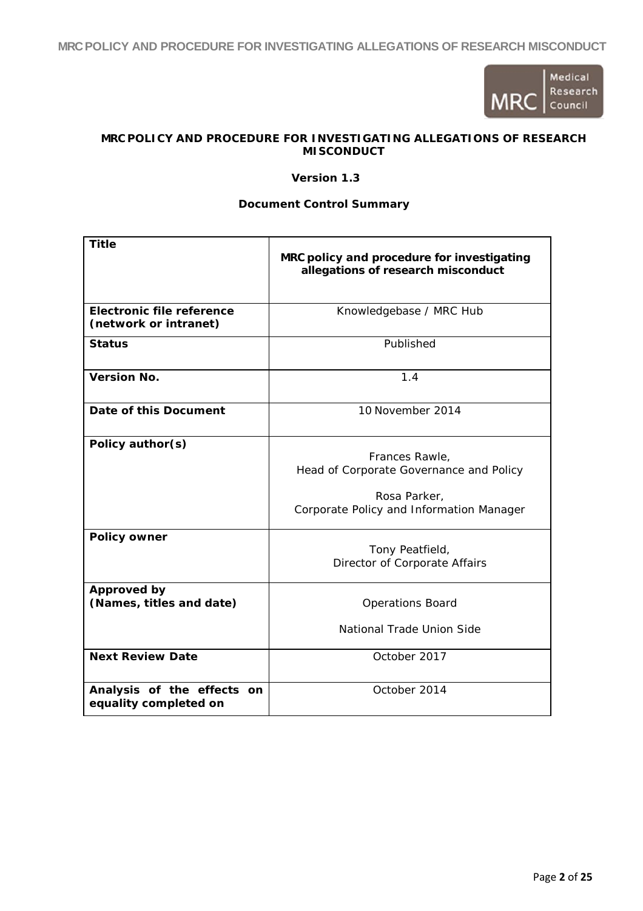**MRC POLICY AND PROCEDURE FOR INVESTIGATING ALLEGATIONS OF RESEARCH MISCONDUCT**

**Version 1.3**

**Document Control Summary**

| **Title** | **MRC policy and procedure for investigating allegations of research misconduct** |
|---|---|
| **Electronic file reference (network or intranet)** | Knowledgebase / MRC Hub |
| **Status** | Published |
| **Version No.** | 1.4 |
| **Date of this Document** | 10 November 2014 |
| **Policy author(s)** | Frances Rawle, Head of Corporate Governance and Policy<br><br>Rosa Parker, Corporate Policy and Information Manager |
| **Policy owner** | Tony Peatfield, Director of Corporate Affairs |
| **Approved by (Names, titles and date)** | Operations Board<br><br>National Trade Union Side |
| **Next Review Date** | October 2017 |
| **Analysis of the effects on equality completed on** | October 2014 |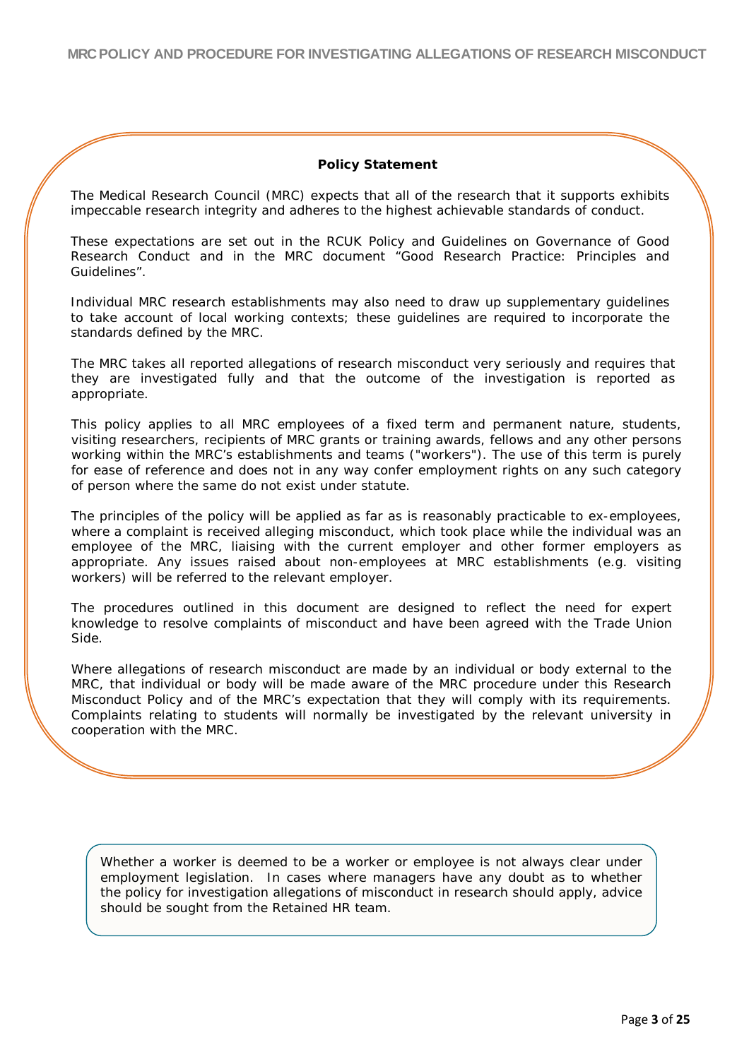## Policy Statement

The Medical Research Council (MRC) expects that all of the research that it supports exhibits impeccable research integrity and adheres to the highest achievable standards of conduct.

These expectations are set out in the RCUK Policy and Guidelines on Governance of Good Research Conduct and in the MRC document "Good Research Practice: Principles and Guidelines".

Individual MRC research establishments may also need to draw up supplementary guidelines to take account of local working contexts; these guidelines are required to incorporate the standards defined by the MRC.

The MRC takes all reported allegations of research misconduct very seriously and requires that they are investigated fully and that the outcome of the investigation is reported as appropriate.

This policy applies to all MRC employees of a fixed term and permanent nature, students, visiting researchers, recipients of MRC grants or training awards, fellows and any other persons working within the MRC's establishments and teams ("workers"). The use of this term is purely for ease of reference and does not in any way confer employment rights on any such category of person where the same do not exist under statute.

The principles of the policy will be applied as far as is reasonably practicable to ex-employees, where a complaint is received alleging misconduct, which took place while the individual was an employee of the MRC, liaising with the current employer and other former employers as appropriate. Any issues raised about non-employees at MRC establishments (e.g. visiting workers) will be referred to the relevant employer.

The procedures outlined in this document are designed to reflect the need for expert knowledge to resolve complaints of misconduct and have been agreed with the Trade Union Side.

Where allegations of research misconduct are made by an individual or body external to the MRC, that individual or body will be made aware of the MRC procedure under this Research Misconduct Policy and of the MRC's expectation that they will comply with its requirements. Complaints relating to students will normally be investigated by the relevant university in cooperation with the MRC.

Whether a worker is deemed to be a worker or employee is not always clear under employment legislation. In cases where managers have any doubt as to whether the policy for investigation allegations of misconduct in research should apply, advice should be sought from the Retained HR team.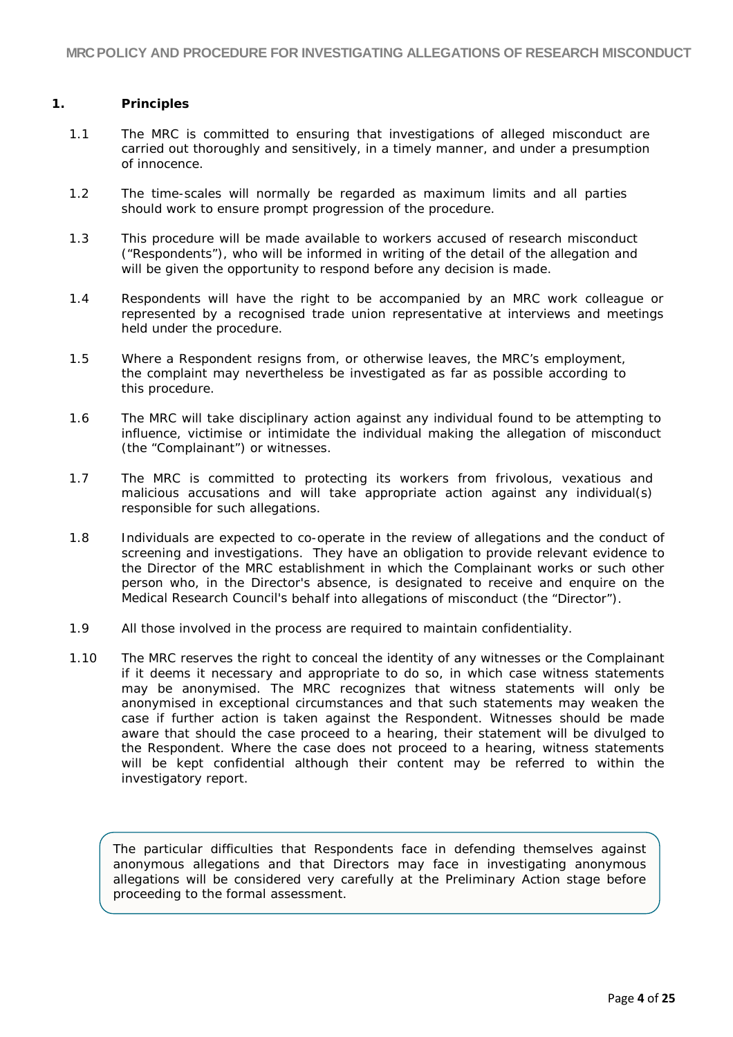## 1. Principles

1.1 The MRC is committed to ensuring that investigations of alleged misconduct are carried out thoroughly and sensitively, in a timely manner, and under a presumption of innocence.

1.2 The time-scales will normally be regarded as maximum limits and all parties should work to ensure prompt progression of the procedure.

1.3 This procedure will be made available to workers accused of research misconduct ("Respondents"), who will be informed in writing of the detail of the allegation and will be given the opportunity to respond before any decision is made.

1.4 Respondents will have the right to be accompanied by an MRC work colleague or represented by a recognised trade union representative at interviews and meetings held under the procedure.

1.5 Where a Respondent resigns from, or otherwise leaves, the MRC's employment, the complaint may nevertheless be investigated as far as possible according to this procedure.

1.6 The MRC will take disciplinary action against any individual found to be attempting to influence, victimise or intimidate the individual making the allegation of misconduct (the "Complainant") or witnesses.

1.7 The MRC is committed to protecting its workers from frivolous, vexatious and malicious accusations and will take appropriate action against any individual(s) responsible for such allegations.

1.8 Individuals are expected to co-operate in the review of allegations and the conduct of screening and investigations. They have an obligation to provide relevant evidence to the Director of the MRC establishment in which the Complainant works or such other person who, in the Director's absence, is designated to receive and enquire on the Medical Research Council's behalf into allegations of misconduct (the "Director").

1.9 All those involved in the process are required to maintain confidentiality.

1.10 The MRC reserves the right to conceal the identity of any witnesses or the Complainant if it deems it necessary and appropriate to do so, in which case witness statements may be anonymised. The MRC recognizes that witness statements will only be anonymised in exceptional circumstances and that such statements may weaken the case if further action is taken against the Respondent. Witnesses should be made aware that should the case proceed to a hearing, their statement will be divulged to the Respondent. Where the case does not proceed to a hearing, witness statements will be kept confidential although their content may be referred to within the investigatory report.

> The particular difficulties that Respondents face in defending themselves against anonymous allegations and that Directors may face in investigating anonymous allegations will be considered very carefully at the Preliminary Action stage before proceeding to the formal assessment.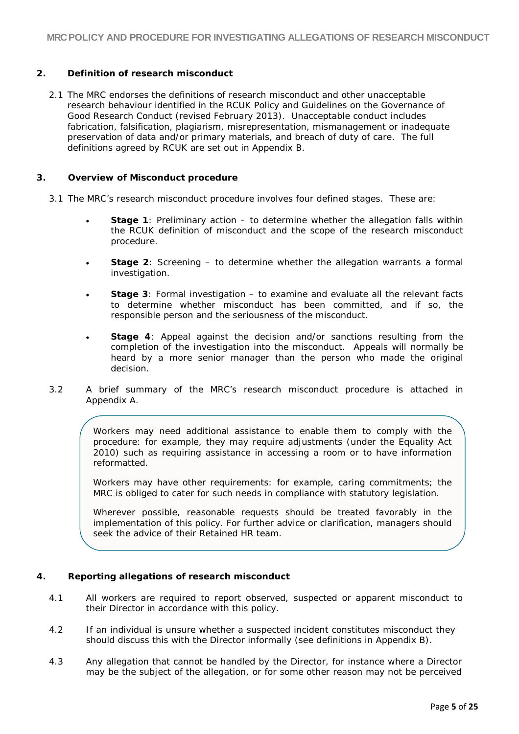## 2. Definition of research misconduct

2.1 The MRC endorses the definitions of research misconduct and other unacceptable research behaviour identified in the RCUK Policy and Guidelines on the Governance of Good Research Conduct (revised February 2013). Unacceptable conduct includes fabrication, falsification, plagiarism, misrepresentation, mismanagement or inadequate preservation of data and/or primary materials, and breach of duty of care. The full definitions agreed by RCUK are set out in Appendix B.

## 3. Overview of Misconduct procedure

3.1 The MRC's research misconduct procedure involves four defined stages. These are:

- **Stage 1**: Preliminary action – to determine whether the allegation falls within the RCUK definition of misconduct and the scope of the research misconduct procedure.
- **Stage 2**: Screening – to determine whether the allegation warrants a formal investigation.
- **Stage 3**: Formal investigation – to examine and evaluate all the relevant facts to determine whether misconduct has been committed, and if so, the responsible person and the seriousness of the misconduct.
- **Stage 4**: Appeal against the decision and/or sanctions resulting from the completion of the investigation into the misconduct. Appeals will normally be heard by a more senior manager than the person who made the original decision.

3.2 A brief summary of the MRC's research misconduct procedure is attached in Appendix A.

> Workers may need additional assistance to enable them to comply with the procedure: for example, they may require adjustments (under the Equality Act 2010) such as requiring assistance in accessing a room or to have information reformatted.
>
> Workers may have other requirements: for example, caring commitments; the MRC is obliged to cater for such needs in compliance with statutory legislation.
>
> Wherever possible, reasonable requests should be treated favorably in the implementation of this policy. For further advice or clarification, managers should seek the advice of their Retained HR team.

## 4. Reporting allegations of research misconduct

4.1 All workers are required to report observed, suspected or apparent misconduct to their Director in accordance with this policy.

4.2 If an individual is unsure whether a suspected incident constitutes misconduct they should discuss this with the Director informally (see definitions in Appendix B).

4.3 Any allegation that cannot be handled by the Director, for instance where a Director may be the subject of the allegation, or for some other reason may not be perceived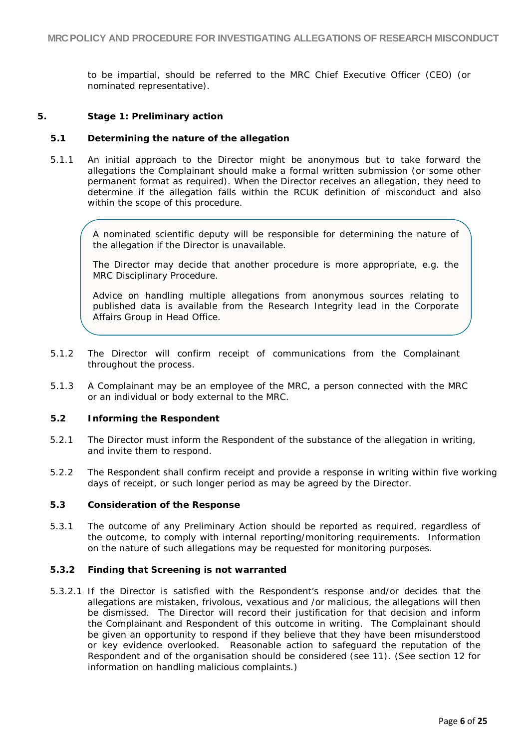to be impartial, should be referred to the MRC Chief Executive Officer (CEO) (or nominated representative).

## 5. Stage 1: Preliminary action

### 5.1 Determining the nature of the allegation

5.1.1 An initial approach to the Director might be anonymous but to take forward the allegations the Complainant should make a formal written submission (or some other permanent format as required). When the Director receives an allegation, they need to determine if the allegation falls within the RCUK definition of misconduct and also within the scope of this procedure.

> A nominated scientific deputy will be responsible for determining the nature of the allegation if the Director is unavailable.
>
> The Director may decide that another procedure is more appropriate, e.g. the MRC Disciplinary Procedure.
>
> Advice on handling multiple allegations from anonymous sources relating to published data is available from the Research Integrity lead in the Corporate Affairs Group in Head Office.

5.1.2 The Director will confirm receipt of communications from the Complainant throughout the process.

5.1.3 A Complainant may be an employee of the MRC, a person connected with the MRC or an individual or body external to the MRC.

### 5.2 Informing the Respondent

5.2.1 The Director must inform the Respondent of the substance of the allegation in writing, and invite them to respond.

5.2.2 The Respondent shall confirm receipt and provide a response in writing within five working days of receipt, or such longer period as may be agreed by the Director.

### 5.3 Consideration of the Response

5.3.1 The outcome of any Preliminary Action should be reported as required, regardless of the outcome, to comply with internal reporting/monitoring requirements. Information on the nature of such allegations may be requested for monitoring purposes.

#### 5.3.2 Finding that Screening is not warranted

5.3.2.1 If the Director is satisfied with the Respondent's response and/or decides that the allegations are mistaken, frivolous, vexatious and /or malicious, the allegations will then be dismissed. The Director will record their justification for that decision and inform the Complainant and Respondent of this outcome in writing. The Complainant should be given an opportunity to respond if they believe that they have been misunderstood or key evidence overlooked. Reasonable action to safeguard the reputation of the Respondent and of the organisation should be considered (see 11). (See section 12 for information on handling malicious complaints.)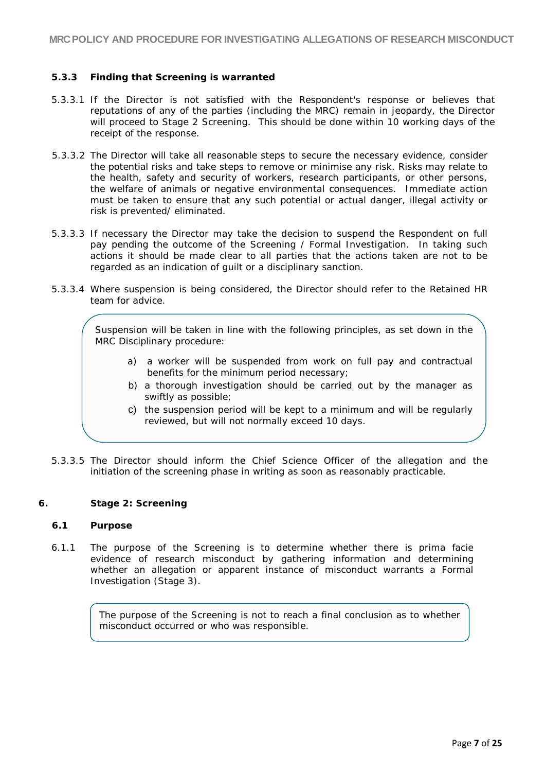### 5.3.3 Finding that Screening is warranted

5.3.3.1 If the Director is not satisfied with the Respondent's response or believes that reputations of any of the parties (including the MRC) remain in jeopardy, the Director will proceed to Stage 2 Screening. This should be done within 10 working days of the receipt of the response.

5.3.3.2 The Director will take all reasonable steps to secure the necessary evidence, consider the potential risks and take steps to remove or minimise any risk. Risks may relate to the health, safety and security of workers, research participants, or other persons, the welfare of animals or negative environmental consequences. Immediate action must be taken to ensure that any such potential or actual danger, illegal activity or risk is prevented/ eliminated.

5.3.3.3 If necessary the Director may take the decision to suspend the Respondent on full pay pending the outcome of the Screening / Formal Investigation. In taking such actions it should be made clear to all parties that the actions taken are not to be regarded as an indication of guilt or a disciplinary sanction.

5.3.3.4 Where suspension is being considered, the Director should refer to the Retained HR team for advice.

> Suspension will be taken in line with the following principles, as set down in the MRC Disciplinary procedure:
>
> a) a worker will be suspended from work on full pay and contractual benefits for the minimum period necessary;
> b) a thorough investigation should be carried out by the manager as swiftly as possible;
> c) the suspension period will be kept to a minimum and will be regularly reviewed, but will not normally exceed 10 days.

5.3.3.5 The Director should inform the Chief Science Officer of the allegation and the initiation of the screening phase in writing as soon as reasonably practicable.

## 6. Stage 2: Screening

### 6.1 Purpose

6.1.1 The purpose of the Screening is to determine whether there is prima facie evidence of research misconduct by gathering information and determining whether an allegation or apparent instance of misconduct warrants a Formal Investigation (Stage 3).

> The purpose of the Screening is not to reach a final conclusion as to whether misconduct occurred or who was responsible.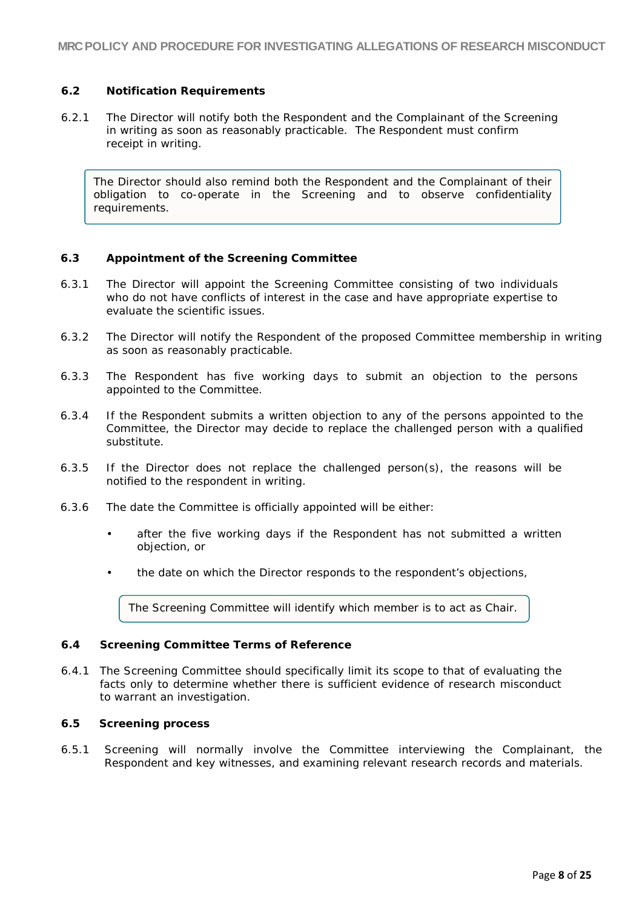### 6.2 Notification Requirements

6.2.1 The Director will notify both the Respondent and the Complainant of the Screening in writing as soon as reasonably practicable. The Respondent must confirm receipt in writing.

> The Director should also remind both the Respondent and the Complainant of their obligation to co-operate in the Screening and to observe confidentiality requirements.

### 6.3 Appointment of the Screening Committee

6.3.1 The Director will appoint the Screening Committee consisting of two individuals who do not have conflicts of interest in the case and have appropriate expertise to evaluate the scientific issues.

6.3.2 The Director will notify the Respondent of the proposed Committee membership in writing as soon as reasonably practicable.

6.3.3 The Respondent has five working days to submit an objection to the persons appointed to the Committee.

6.3.4 If the Respondent submits a written objection to any of the persons appointed to the Committee, the Director may decide to replace the challenged person with a qualified substitute.

6.3.5 If the Director does not replace the challenged person(s), the reasons will be notified to the respondent in writing.

6.3.6 The date the Committee is officially appointed will be either:

- after the five working days if the Respondent has not submitted a written objection, or
- the date on which the Director responds to the respondent's objections,

> The Screening Committee will identify which member is to act as Chair.

### 6.4 Screening Committee Terms of Reference

6.4.1 The Screening Committee should specifically limit its scope to that of evaluating the facts only to determine whether there is sufficient evidence of research misconduct to warrant an investigation.

### 6.5 Screening process

6.5.1 Screening will normally involve the Committee interviewing the Complainant, the Respondent and key witnesses, and examining relevant research records and materials.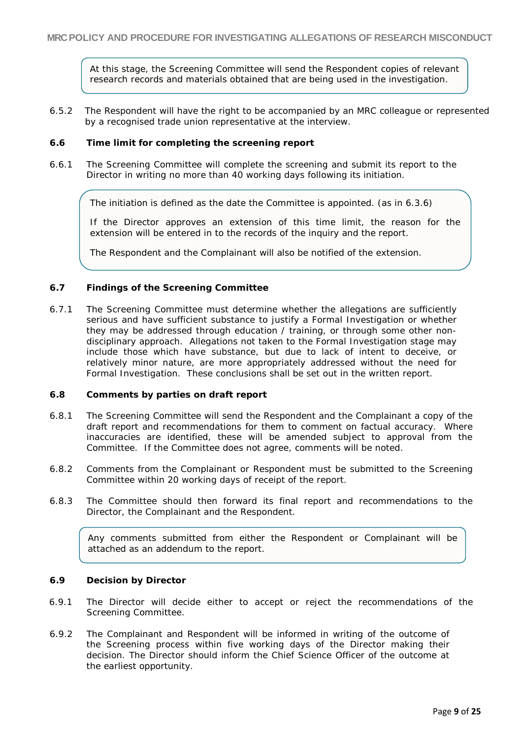At this stage, the Screening Committee will send the Respondent copies of relevant research records and materials obtained that are being used in the investigation.

6.5.2 The Respondent will have the right to be accompanied by an MRC colleague or represented by a recognised trade union representative at the interview.

### 6.6 Time limit for completing the screening report

6.6.1 The Screening Committee will complete the screening and submit its report to the Director in writing no more than 40 working days following its initiation.

The initiation is defined as the date the Committee is appointed. (as in 6.3.6)

If the Director approves an extension of this time limit, the reason for the extension will be entered in to the records of the inquiry and the report.

The Respondent and the Complainant will also be notified of the extension.

### 6.7 Findings of the Screening Committee

6.7.1 The Screening Committee must determine whether the allegations are sufficiently serious and have sufficient substance to justify a Formal Investigation or whether they may be addressed through education / training, or through some other non-disciplinary approach. Allegations not taken to the Formal Investigation stage may include those which have substance, but due to lack of intent to deceive, or relatively minor nature, are more appropriately addressed without the need for Formal Investigation. These conclusions shall be set out in the written report.

### 6.8 Comments by parties on draft report

6.8.1 The Screening Committee will send the Respondent and the Complainant a copy of the draft report and recommendations for them to comment on factual accuracy. Where inaccuracies are identified, these will be amended subject to approval from the Committee. If the Committee does not agree, comments will be noted.

6.8.2 Comments from the Complainant or Respondent must be submitted to the Screening Committee within 20 working days of receipt of the report.

6.8.3 The Committee should then forward its final report and recommendations to the Director, the Complainant and the Respondent.

Any comments submitted from either the Respondent or Complainant will be attached as an addendum to the report.

### 6.9 Decision by Director

6.9.1 The Director will decide either to accept or reject the recommendations of the Screening Committee.

6.9.2 The Complainant and Respondent will be informed in writing of the outcome of the Screening process within five working days of the Director making their decision. The Director should inform the Chief Science Officer of the outcome at the earliest opportunity.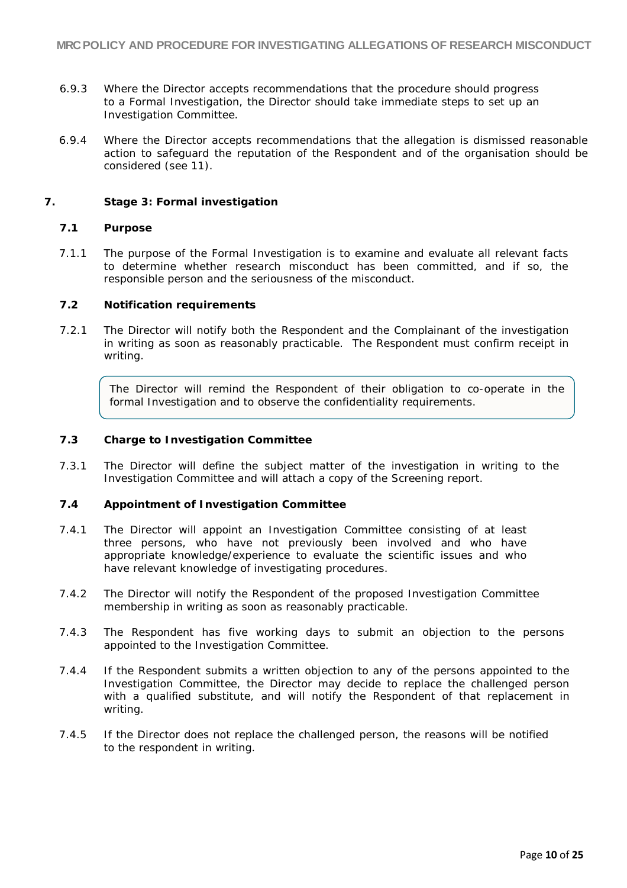6.9.3 Where the Director accepts recommendations that the procedure should progress to a Formal Investigation, the Director should take immediate steps to set up an Investigation Committee.

6.9.4 Where the Director accepts recommendations that the allegation is dismissed reasonable action to safeguard the reputation of the Respondent and of the organisation should be considered (see 11).

## 7. Stage 3: Formal investigation

### 7.1 Purpose

7.1.1 The purpose of the Formal Investigation is to examine and evaluate all relevant facts to determine whether research misconduct has been committed, and if so, the responsible person and the seriousness of the misconduct.

### 7.2 Notification requirements

7.2.1 The Director will notify both the Respondent and the Complainant of the investigation in writing as soon as reasonably practicable. The Respondent must confirm receipt in writing.

> The Director will remind the Respondent of their obligation to co-operate in the formal Investigation and to observe the confidentiality requirements.

### 7.3 Charge to Investigation Committee

7.3.1 The Director will define the subject matter of the investigation in writing to the Investigation Committee and will attach a copy of the Screening report.

### 7.4 Appointment of Investigation Committee

7.4.1 The Director will appoint an Investigation Committee consisting of at least three persons, who have not previously been involved and who have appropriate knowledge/experience to evaluate the scientific issues and who have relevant knowledge of investigating procedures.

7.4.2 The Director will notify the Respondent of the proposed Investigation Committee membership in writing as soon as reasonably practicable.

7.4.3 The Respondent has five working days to submit an objection to the persons appointed to the Investigation Committee.

7.4.4 If the Respondent submits a written objection to any of the persons appointed to the Investigation Committee, the Director may decide to replace the challenged person with a qualified substitute, and will notify the Respondent of that replacement in writing.

7.4.5 If the Director does not replace the challenged person, the reasons will be notified to the respondent in writing.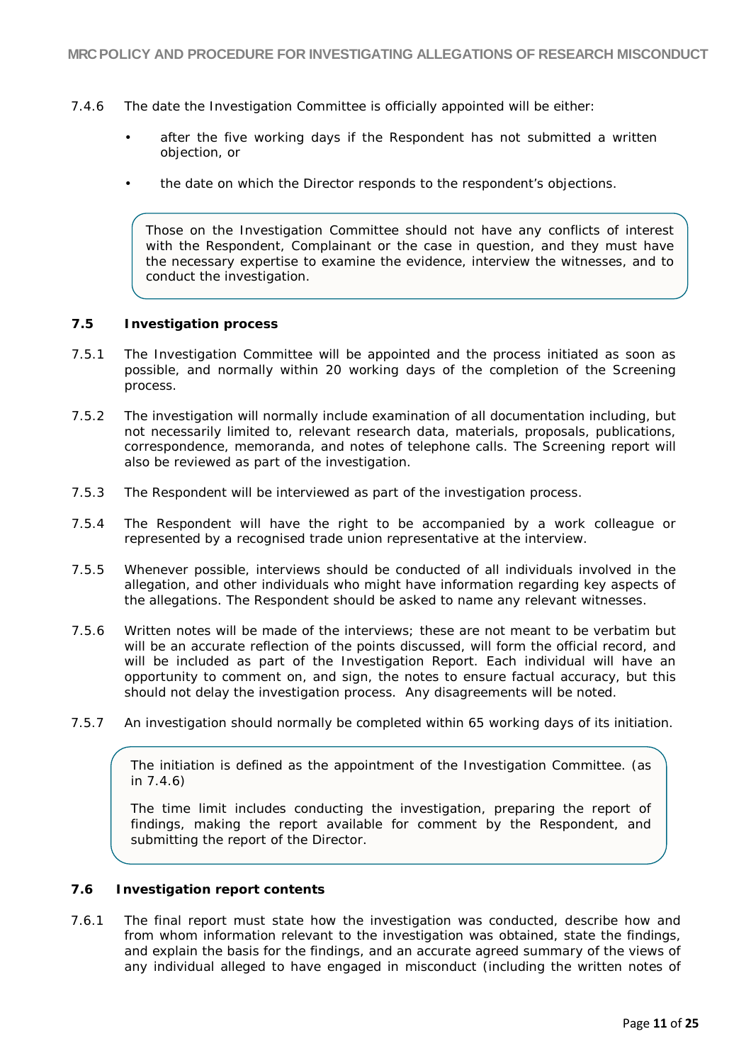7.4.6 The date the Investigation Committee is officially appointed will be either:

- after the five working days if the Respondent has not submitted a written objection, or
- the date on which the Director responds to the respondent's objections.

> Those on the Investigation Committee should not have any conflicts of interest with the Respondent, Complainant or the case in question, and they must have the necessary expertise to examine the evidence, interview the witnesses, and to conduct the investigation.

### 7.5 Investigation process

7.5.1 The Investigation Committee will be appointed and the process initiated as soon as possible, and normally within 20 working days of the completion of the Screening process.

7.5.2 The investigation will normally include examination of all documentation including, but not necessarily limited to, relevant research data, materials, proposals, publications, correspondence, memoranda, and notes of telephone calls. The Screening report will also be reviewed as part of the investigation.

7.5.3 The Respondent will be interviewed as part of the investigation process.

7.5.4 The Respondent will have the right to be accompanied by a work colleague or represented by a recognised trade union representative at the interview.

7.5.5 Whenever possible, interviews should be conducted of all individuals involved in the allegation, and other individuals who might have information regarding key aspects of the allegations. The Respondent should be asked to name any relevant witnesses.

7.5.6 Written notes will be made of the interviews; these are not meant to be verbatim but will be an accurate reflection of the points discussed, will form the official record, and will be included as part of the Investigation Report. Each individual will have an opportunity to comment on, and sign, the notes to ensure factual accuracy, but this should not delay the investigation process. Any disagreements will be noted.

7.5.7 An investigation should normally be completed within 65 working days of its initiation.

> The initiation is defined as the appointment of the Investigation Committee. (as in 7.4.6)
>
> The time limit includes conducting the investigation, preparing the report of findings, making the report available for comment by the Respondent, and submitting the report of the Director.

### 7.6 Investigation report contents

7.6.1 The final report must state how the investigation was conducted, describe how and from whom information relevant to the investigation was obtained, state the findings, and explain the basis for the findings, and an accurate agreed summary of the views of any individual alleged to have engaged in misconduct (including the written notes of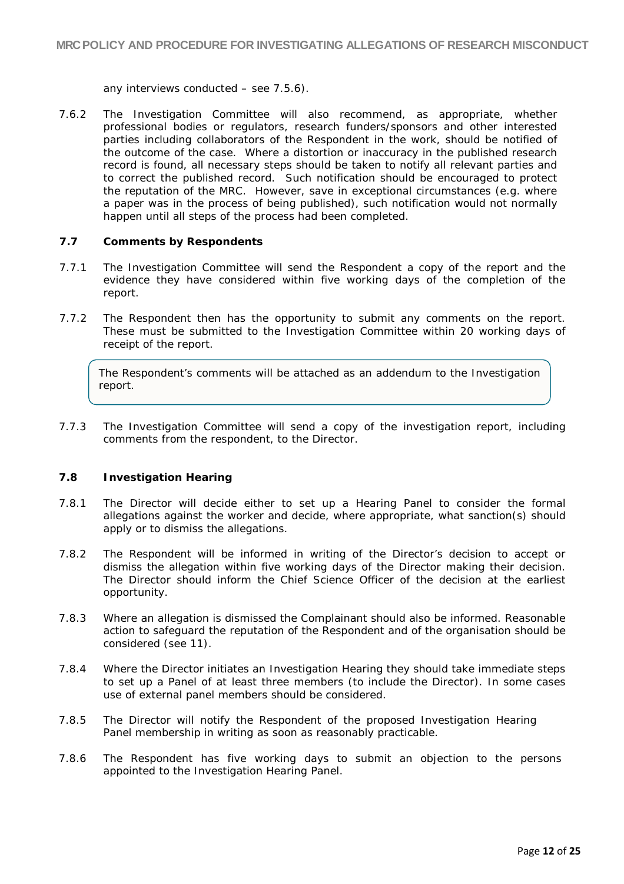any interviews conducted – see 7.5.6).

7.6.2 The Investigation Committee will also recommend, as appropriate, whether professional bodies or regulators, research funders/sponsors and other interested parties including collaborators of the Respondent in the work, should be notified of the outcome of the case. Where a distortion or inaccuracy in the published research record is found, all necessary steps should be taken to notify all relevant parties and to correct the published record. Such notification should be encouraged to protect the reputation of the MRC. However, save in exceptional circumstances (e.g. where a paper was in the process of being published), such notification would not normally happen until all steps of the process had been completed.

### 7.7 Comments by Respondents

7.7.1 The Investigation Committee will send the Respondent a copy of the report and the evidence they have considered within five working days of the completion of the report.

7.7.2 The Respondent then has the opportunity to submit any comments on the report. These must be submitted to the Investigation Committee within 20 working days of receipt of the report.

> The Respondent's comments will be attached as an addendum to the Investigation report.

7.7.3 The Investigation Committee will send a copy of the investigation report, including comments from the respondent, to the Director.

### 7.8 Investigation Hearing

7.8.1 The Director will decide either to set up a Hearing Panel to consider the formal allegations against the worker and decide, where appropriate, what sanction(s) should apply or to dismiss the allegations.

7.8.2 The Respondent will be informed in writing of the Director's decision to accept or dismiss the allegation within five working days of the Director making their decision. The Director should inform the Chief Science Officer of the decision at the earliest opportunity.

7.8.3 Where an allegation is dismissed the Complainant should also be informed. Reasonable action to safeguard the reputation of the Respondent and of the organisation should be considered (see 11).

7.8.4 Where the Director initiates an Investigation Hearing they should take immediate steps to set up a Panel of at least three members (to include the Director). In some cases use of external panel members should be considered.

7.8.5 The Director will notify the Respondent of the proposed Investigation Hearing Panel membership in writing as soon as reasonably practicable.

7.8.6 The Respondent has five working days to submit an objection to the persons appointed to the Investigation Hearing Panel.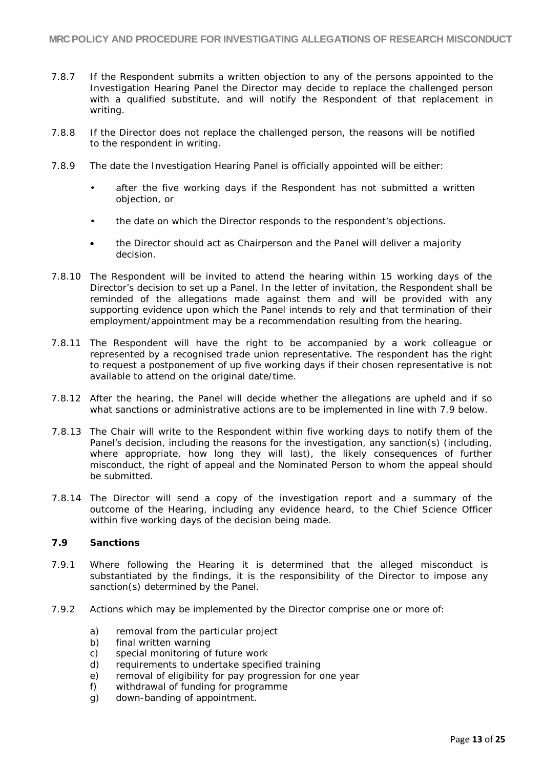7.8.7 If the Respondent submits a written objection to any of the persons appointed to the Investigation Hearing Panel the Director may decide to replace the challenged person with a qualified substitute, and will notify the Respondent of that replacement in writing.

7.8.8 If the Director does not replace the challenged person, the reasons will be notified to the respondent in writing.

7.8.9 The date the Investigation Hearing Panel is officially appointed will be either:

- after the five working days if the Respondent has not submitted a written objection, or
- the date on which the Director responds to the respondent's objections.
- the Director should act as Chairperson and the Panel will deliver a majority decision.

7.8.10 The Respondent will be invited to attend the hearing within 15 working days of the Director's decision to set up a Panel. In the letter of invitation, the Respondent shall be reminded of the allegations made against them and will be provided with any supporting evidence upon which the Panel intends to rely and that termination of their employment/appointment may be a recommendation resulting from the hearing.

7.8.11 The Respondent will have the right to be accompanied by a work colleague or represented by a recognised trade union representative. The respondent has the right to request a postponement of up five working days if their chosen representative is not available to attend on the original date/time.

7.8.12 After the hearing, the Panel will decide whether the allegations are upheld and if so what sanctions or administrative actions are to be implemented in line with 7.9 below.

7.8.13 The Chair will write to the Respondent within five working days to notify them of the Panel's decision, including the reasons for the investigation, any sanction(s) (including, where appropriate, how long they will last), the likely consequences of further misconduct, the right of appeal and the Nominated Person to whom the appeal should be submitted.

7.8.14 The Director will send a copy of the investigation report and a summary of the outcome of the Hearing, including any evidence heard, to the Chief Science Officer within five working days of the decision being made.

### 7.9 Sanctions

7.9.1 Where following the Hearing it is determined that the alleged misconduct is substantiated by the findings, it is the responsibility of the Director to impose any sanction(s) determined by the Panel.

7.9.2 Actions which may be implemented by the Director comprise one or more of:

a) removal from the particular project
b) final written warning
c) special monitoring of future work
d) requirements to undertake specified training
e) removal of eligibility for pay progression for one year
f) withdrawal of funding for programme
g) down-banding of appointment.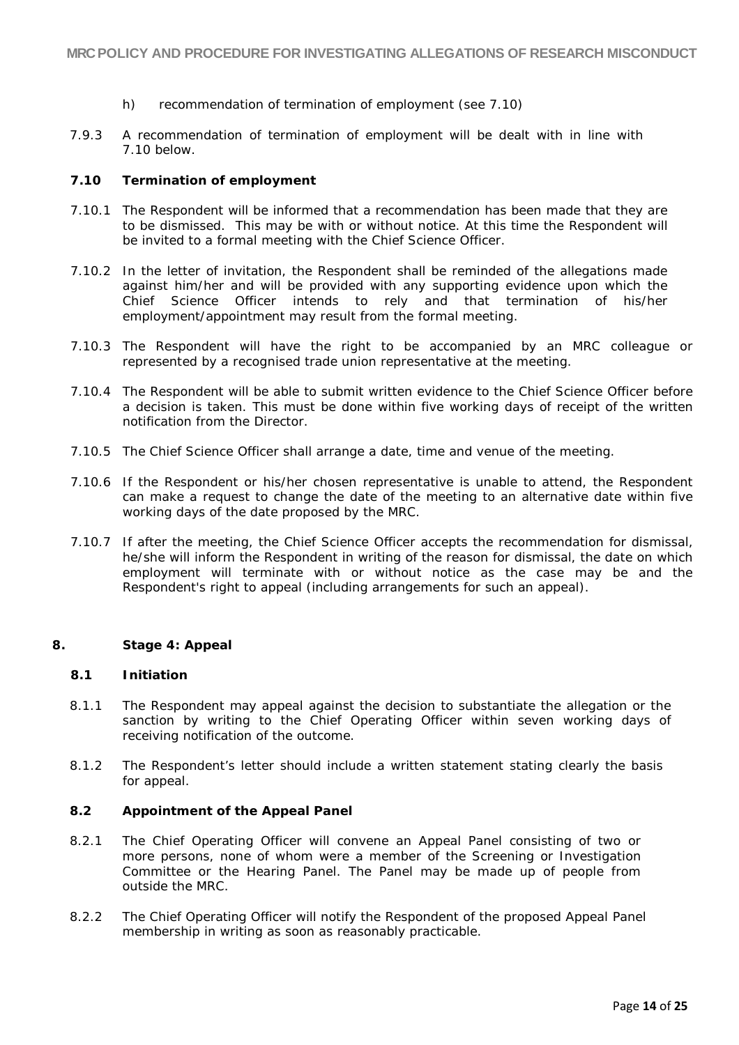h) recommendation of termination of employment (see 7.10)

7.9.3 A recommendation of termination of employment will be dealt with in line with 7.10 below.

### 7.10 Termination of employment

7.10.1 The Respondent will be informed that a recommendation has been made that they are to be dismissed. This may be with or without notice. At this time the Respondent will be invited to a formal meeting with the Chief Science Officer.

7.10.2 In the letter of invitation, the Respondent shall be reminded of the allegations made against him/her and will be provided with any supporting evidence upon which the Chief Science Officer intends to rely and that termination of his/her employment/appointment may result from the formal meeting.

7.10.3 The Respondent will have the right to be accompanied by an MRC colleague or represented by a recognised trade union representative at the meeting.

7.10.4 The Respondent will be able to submit written evidence to the Chief Science Officer before a decision is taken. This must be done within five working days of receipt of the written notification from the Director.

7.10.5 The Chief Science Officer shall arrange a date, time and venue of the meeting.

7.10.6 If the Respondent or his/her chosen representative is unable to attend, the Respondent can make a request to change the date of the meeting to an alternative date within five working days of the date proposed by the MRC.

7.10.7 If after the meeting, the Chief Science Officer accepts the recommendation for dismissal, he/she will inform the Respondent in writing of the reason for dismissal, the date on which employment will terminate with or without notice as the case may be and the Respondent's right to appeal (including arrangements for such an appeal).

## 8. Stage 4: Appeal

### 8.1 Initiation

8.1.1 The Respondent may appeal against the decision to substantiate the allegation or the sanction by writing to the Chief Operating Officer within seven working days of receiving notification of the outcome.

8.1.2 The Respondent's letter should include a written statement stating clearly the basis for appeal.

### 8.2 Appointment of the Appeal Panel

8.2.1 The Chief Operating Officer will convene an Appeal Panel consisting of two or more persons, none of whom were a member of the Screening or Investigation Committee or the Hearing Panel. The Panel may be made up of people from outside the MRC.

8.2.2 The Chief Operating Officer will notify the Respondent of the proposed Appeal Panel membership in writing as soon as reasonably practicable.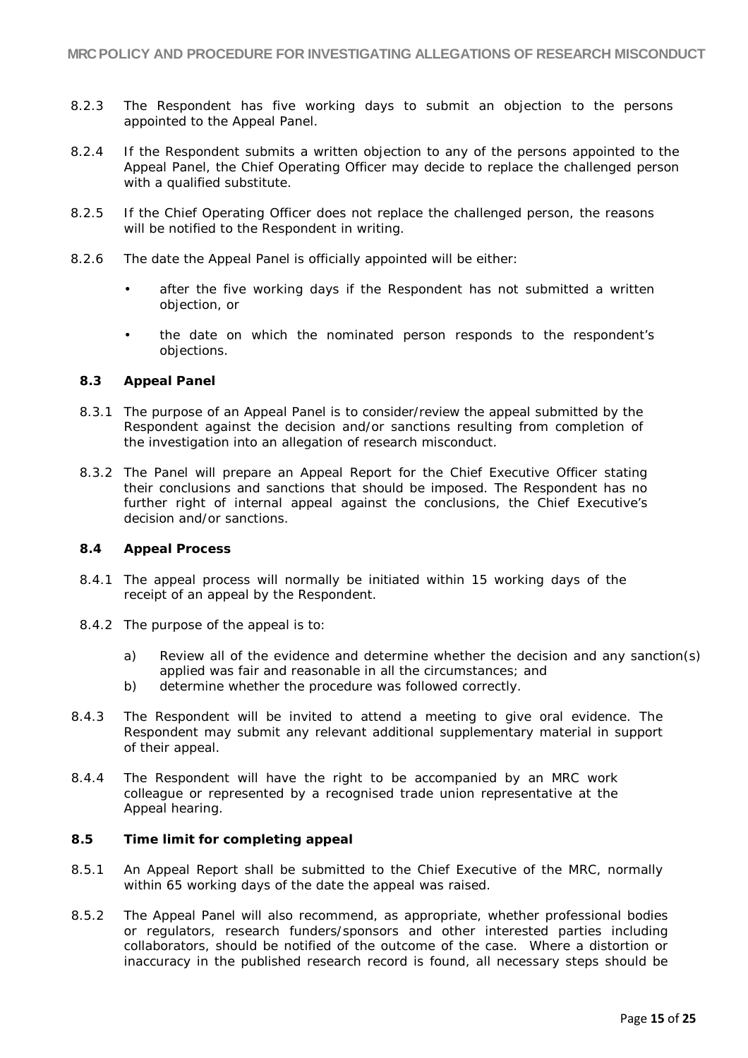8.2.3 The Respondent has five working days to submit an objection to the persons appointed to the Appeal Panel.

8.2.4 If the Respondent submits a written objection to any of the persons appointed to the Appeal Panel, the Chief Operating Officer may decide to replace the challenged person with a qualified substitute.

8.2.5 If the Chief Operating Officer does not replace the challenged person, the reasons will be notified to the Respondent in writing.

8.2.6 The date the Appeal Panel is officially appointed will be either:

- after the five working days if the Respondent has not submitted a written objection, or
- the date on which the nominated person responds to the respondent's objections.

### 8.3 Appeal Panel

8.3.1 The purpose of an Appeal Panel is to consider/review the appeal submitted by the Respondent against the decision and/or sanctions resulting from completion of the investigation into an allegation of research misconduct.

8.3.2 The Panel will prepare an Appeal Report for the Chief Executive Officer stating their conclusions and sanctions that should be imposed. The Respondent has no further right of internal appeal against the conclusions, the Chief Executive's decision and/or sanctions.

### 8.4 Appeal Process

8.4.1 The appeal process will normally be initiated within 15 working days of the receipt of an appeal by the Respondent.

8.4.2 The purpose of the appeal is to:

a) Review all of the evidence and determine whether the decision and any sanction(s) applied was fair and reasonable in all the circumstances; and
b) determine whether the procedure was followed correctly.

8.4.3 The Respondent will be invited to attend a meeting to give oral evidence. The Respondent may submit any relevant additional supplementary material in support of their appeal.

8.4.4 The Respondent will have the right to be accompanied by an MRC work colleague or represented by a recognised trade union representative at the Appeal hearing.

### 8.5 Time limit for completing appeal

8.5.1 An Appeal Report shall be submitted to the Chief Executive of the MRC, normally within 65 working days of the date the appeal was raised.

8.5.2 The Appeal Panel will also recommend, as appropriate, whether professional bodies or regulators, research funders/sponsors and other interested parties including collaborators, should be notified of the outcome of the case. Where a distortion or inaccuracy in the published research record is found, all necessary steps should be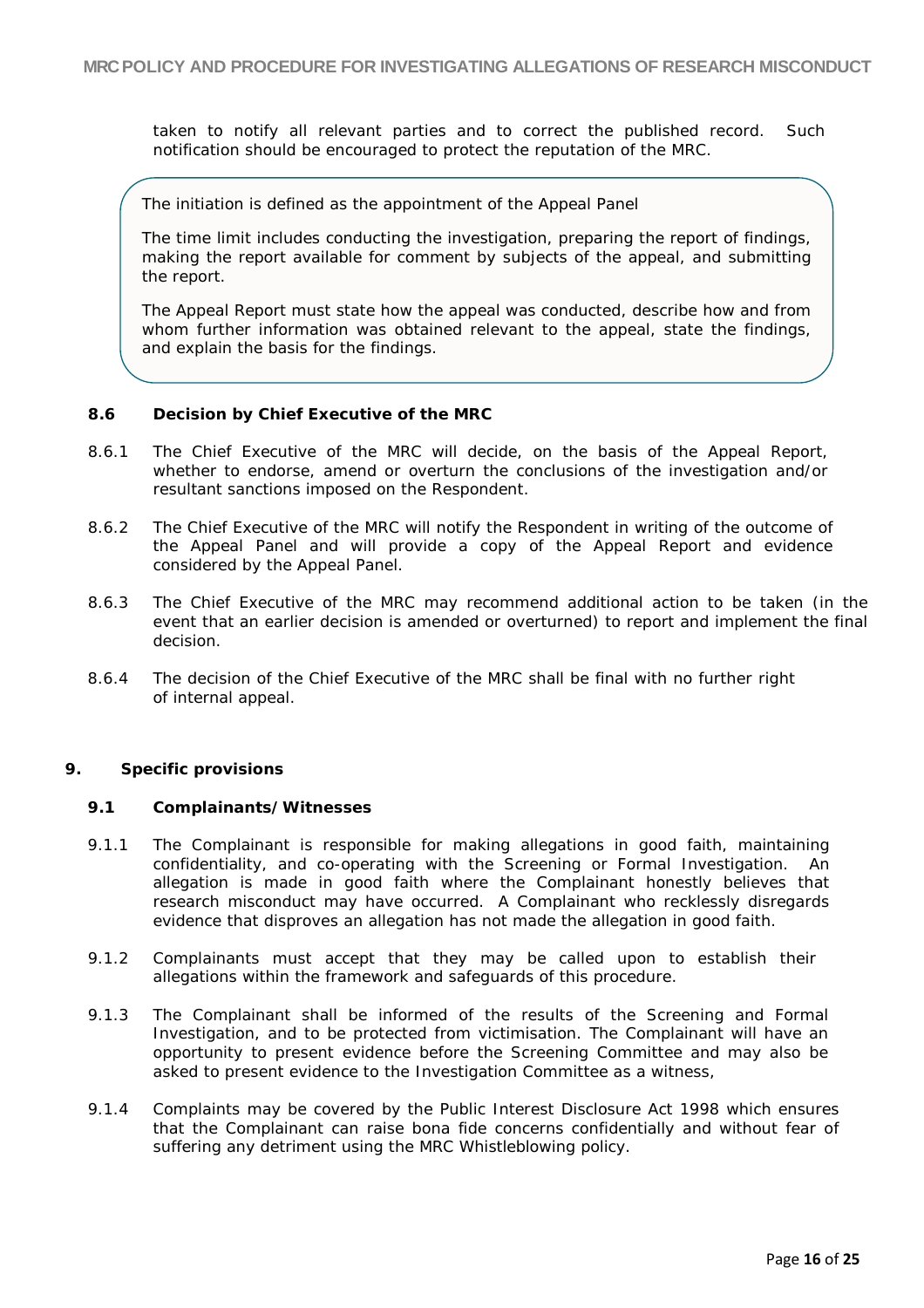taken to notify all relevant parties and to correct the published record. Such notification should be encouraged to protect the reputation of the MRC.

> The initiation is defined as the appointment of the Appeal Panel
>
> The time limit includes conducting the investigation, preparing the report of findings, making the report available for comment by subjects of the appeal, and submitting the report.
>
> The Appeal Report must state how the appeal was conducted, describe how and from whom further information was obtained relevant to the appeal, state the findings, and explain the basis for the findings.

### 8.6 Decision by Chief Executive of the MRC

8.6.1 The Chief Executive of the MRC will decide, on the basis of the Appeal Report, whether to endorse, amend or overturn the conclusions of the investigation and/or resultant sanctions imposed on the Respondent.

8.6.2 The Chief Executive of the MRC will notify the Respondent in writing of the outcome of the Appeal Panel and will provide a copy of the Appeal Report and evidence considered by the Appeal Panel.

8.6.3 The Chief Executive of the MRC may recommend additional action to be taken (in the event that an earlier decision is amended or overturned) to report and implement the final decision.

8.6.4 The decision of the Chief Executive of the MRC shall be final with no further right of internal appeal.

## 9. Specific provisions

### 9.1 Complainants/Witnesses

9.1.1 The Complainant is responsible for making allegations in good faith, maintaining confidentiality, and co-operating with the Screening or Formal Investigation. An allegation is made in good faith where the Complainant honestly believes that research misconduct may have occurred. A Complainant who recklessly disregards evidence that disproves an allegation has not made the allegation in good faith.

9.1.2 Complainants must accept that they may be called upon to establish their allegations within the framework and safeguards of this procedure.

9.1.3 The Complainant shall be informed of the results of the Screening and Formal Investigation, and to be protected from victimisation. The Complainant will have an opportunity to present evidence before the Screening Committee and may also be asked to present evidence to the Investigation Committee as a witness,

9.1.4 Complaints may be covered by the Public Interest Disclosure Act 1998 which ensures that the Complainant can raise bona fide concerns confidentially and without fear of suffering any detriment using the MRC Whistleblowing policy.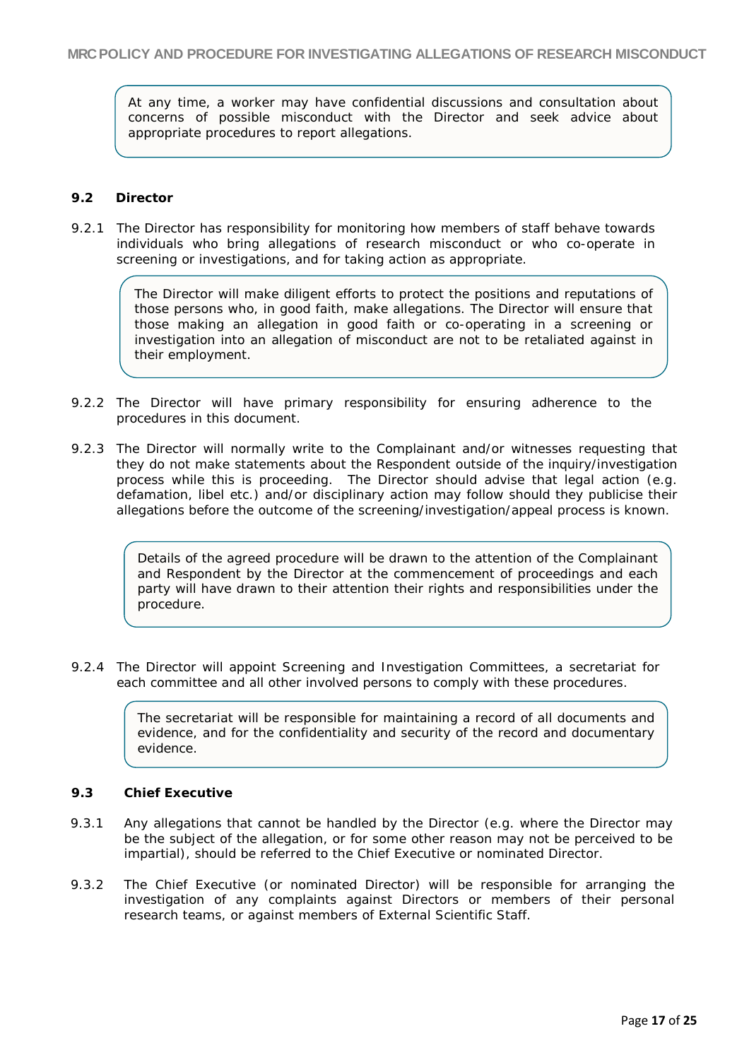> At any time, a worker may have confidential discussions and consultation about concerns of possible misconduct with the Director and seek advice about appropriate procedures to report allegations.

### 9.2 Director

9.2.1 The Director has responsibility for monitoring how members of staff behave towards individuals who bring allegations of research misconduct or who co-operate in screening or investigations, and for taking action as appropriate.

> The Director will make diligent efforts to protect the positions and reputations of those persons who, in good faith, make allegations. The Director will ensure that those making an allegation in good faith or co-operating in a screening or investigation into an allegation of misconduct are not to be retaliated against in their employment.

9.2.2 The Director will have primary responsibility for ensuring adherence to the procedures in this document.

9.2.3 The Director will normally write to the Complainant and/or witnesses requesting that they do not make statements about the Respondent outside of the inquiry/investigation process while this is proceeding. The Director should advise that legal action (e.g. defamation, libel etc.) and/or disciplinary action may follow should they publicise their allegations before the outcome of the screening/investigation/appeal process is known.

> Details of the agreed procedure will be drawn to the attention of the Complainant and Respondent by the Director at the commencement of proceedings and each party will have drawn to their attention their rights and responsibilities under the procedure.

9.2.4 The Director will appoint Screening and Investigation Committees, a secretariat for each committee and all other involved persons to comply with these procedures.

> The secretariat will be responsible for maintaining a record of all documents and evidence, and for the confidentiality and security of the record and documentary evidence.

### 9.3 Chief Executive

9.3.1 Any allegations that cannot be handled by the Director (e.g. where the Director may be the subject of the allegation, or for some other reason may not be perceived to be impartial), should be referred to the Chief Executive or nominated Director.

9.3.2 The Chief Executive (or nominated Director) will be responsible for arranging the investigation of any complaints against Directors or members of their personal research teams, or against members of External Scientific Staff.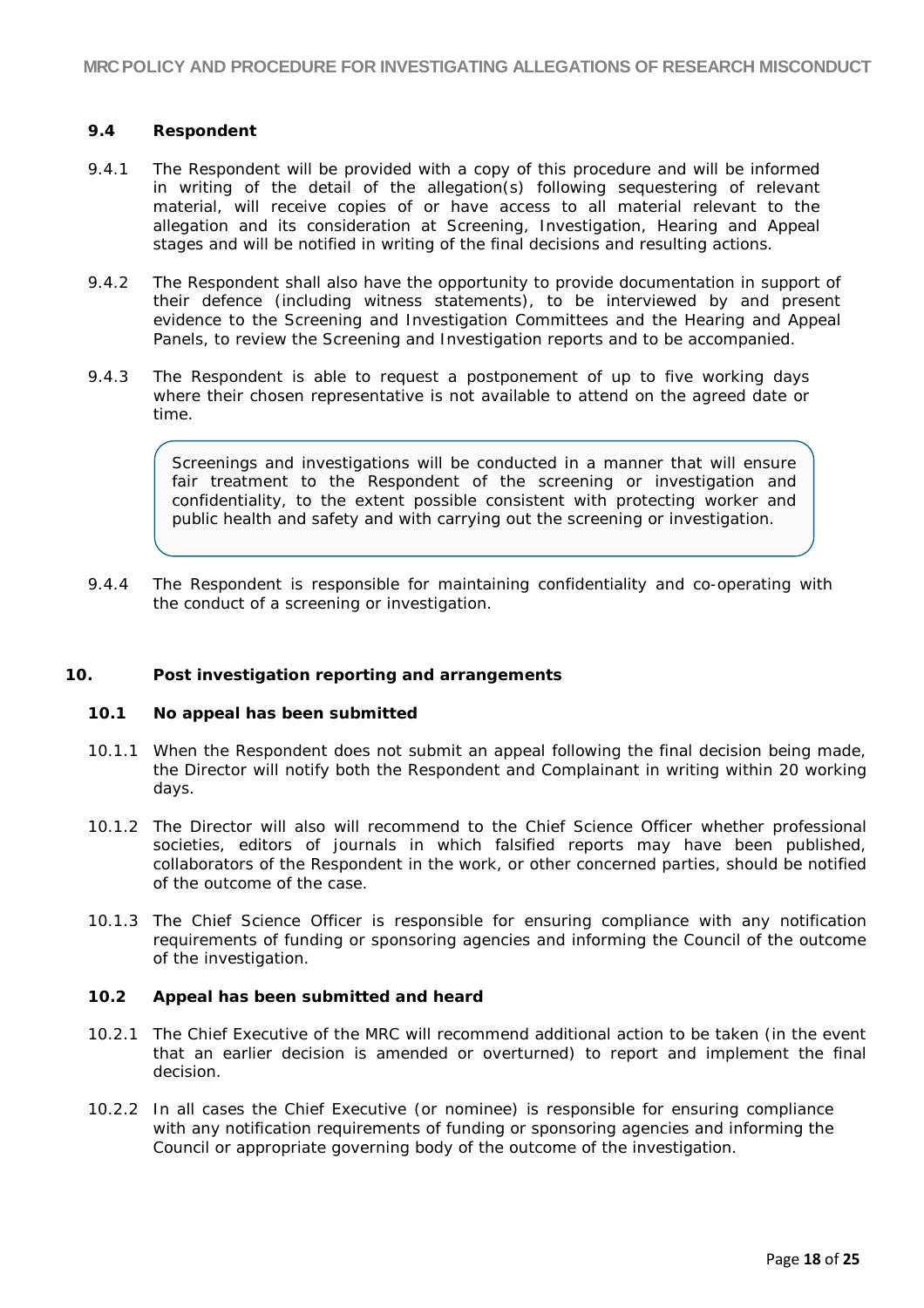### 9.4 Respondent

9.4.1 The Respondent will be provided with a copy of this procedure and will be informed in writing of the detail of the allegation(s) following sequestering of relevant material, will receive copies of or have access to all material relevant to the allegation and its consideration at Screening, Investigation, Hearing and Appeal stages and will be notified in writing of the final decisions and resulting actions.

9.4.2 The Respondent shall also have the opportunity to provide documentation in support of their defence (including witness statements), to be interviewed by and present evidence to the Screening and Investigation Committees and the Hearing and Appeal Panels, to review the Screening and Investigation reports and to be accompanied.

9.4.3 The Respondent is able to request a postponement of up to five working days where their chosen representative is not available to attend on the agreed date or time.

> Screenings and investigations will be conducted in a manner that will ensure fair treatment to the Respondent of the screening or investigation and confidentiality, to the extent possible consistent with protecting worker and public health and safety and with carrying out the screening or investigation.

9.4.4 The Respondent is responsible for maintaining confidentiality and co-operating with the conduct of a screening or investigation.

## 10. Post investigation reporting and arrangements

### 10.1 No appeal has been submitted

10.1.1 When the Respondent does not submit an appeal following the final decision being made, the Director will notify both the Respondent and Complainant in writing within 20 working days.

10.1.2 The Director will also will recommend to the Chief Science Officer whether professional societies, editors of journals in which falsified reports may have been published, collaborators of the Respondent in the work, or other concerned parties, should be notified of the outcome of the case.

10.1.3 The Chief Science Officer is responsible for ensuring compliance with any notification requirements of funding or sponsoring agencies and informing the Council of the outcome of the investigation.

### 10.2 Appeal has been submitted and heard

10.2.1 The Chief Executive of the MRC will recommend additional action to be taken (in the event that an earlier decision is amended or overturned) to report and implement the final decision.

10.2.2 In all cases the Chief Executive (or nominee) is responsible for ensuring compliance with any notification requirements of funding or sponsoring agencies and informing the Council or appropriate governing body of the outcome of the investigation.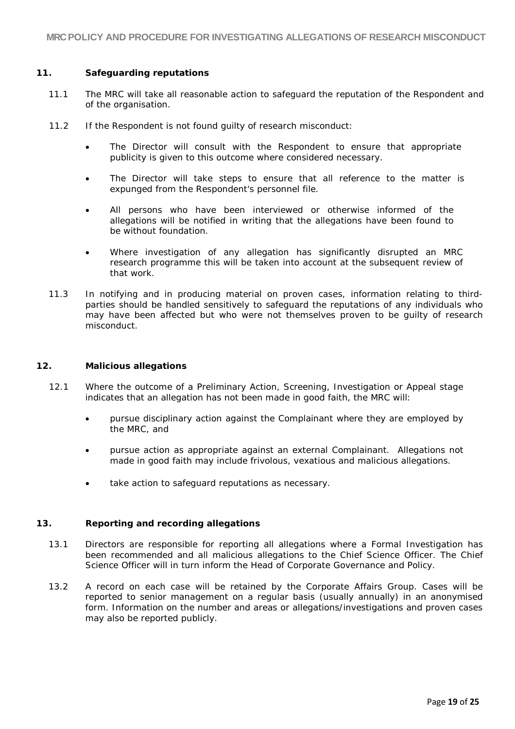## 11. Safeguarding reputations

11.1 The MRC will take all reasonable action to safeguard the reputation of the Respondent and of the organisation.

11.2 If the Respondent is not found guilty of research misconduct:

- The Director will consult with the Respondent to ensure that appropriate publicity is given to this outcome where considered necessary.
- The Director will take steps to ensure that all reference to the matter is expunged from the Respondent's personnel file.
- All persons who have been interviewed or otherwise informed of the allegations will be notified in writing that the allegations have been found to be without foundation.
- Where investigation of any allegation has significantly disrupted an MRC research programme this will be taken into account at the subsequent review of that work.

11.3 In notifying and in producing material on proven cases, information relating to third-parties should be handled sensitively to safeguard the reputations of any individuals who may have been affected but who were not themselves proven to be guilty of research misconduct.

## 12. Malicious allegations

12.1 Where the outcome of a Preliminary Action, Screening, Investigation or Appeal stage indicates that an allegation has not been made in good faith, the MRC will:

- pursue disciplinary action against the Complainant where they are employed by the MRC, and
- pursue action as appropriate against an external Complainant. Allegations not made in good faith may include frivolous, vexatious and malicious allegations.
- take action to safeguard reputations as necessary.

## 13. Reporting and recording allegations

13.1 Directors are responsible for reporting all allegations where a Formal Investigation has been recommended and all malicious allegations to the Chief Science Officer. The Chief Science Officer will in turn inform the Head of Corporate Governance and Policy.

13.2 A record on each case will be retained by the Corporate Affairs Group. Cases will be reported to senior management on a regular basis (usually annually) in an anonymised form. Information on the number and areas or allegations/investigations and proven cases may also be reported publicly.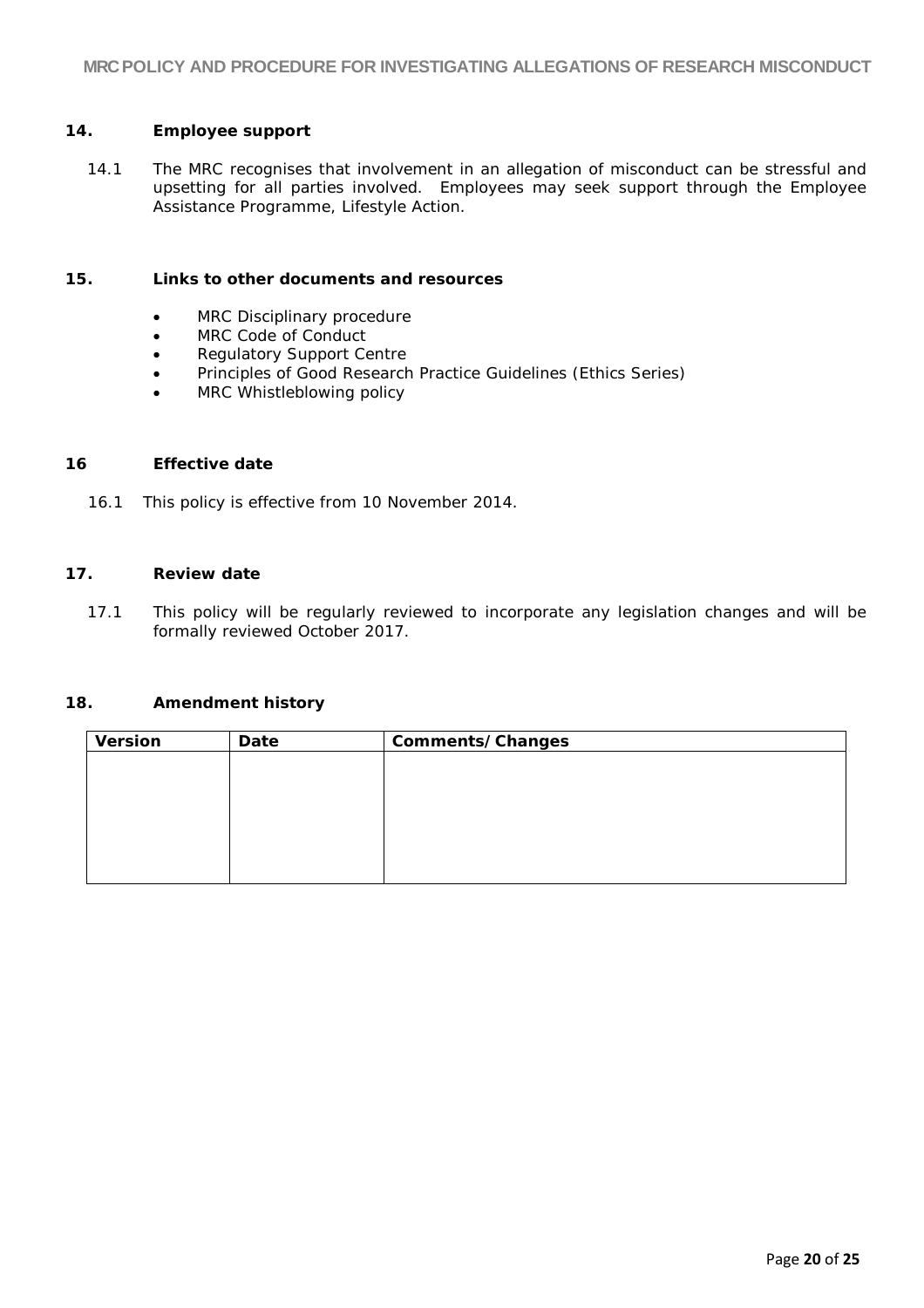## 14. Employee support

14.1 The MRC recognises that involvement in an allegation of misconduct can be stressful and upsetting for all parties involved. Employees may seek support through the Employee Assistance Programme, Lifestyle Action.

## 15. Links to other documents and resources

- MRC Disciplinary procedure
- MRC Code of Conduct
- Regulatory Support Centre
- Principles of Good Research Practice Guidelines (Ethics Series)
- MRC Whistleblowing policy

## 16 Effective date

16.1 This policy is effective from 10 November 2014.

## 17. Review date

17.1 This policy will be regularly reviewed to incorporate any legislation changes and will be formally reviewed October 2017.

## 18. Amendment history

| Version | Date | Comments/Changes |
|---|---|---|
| | | |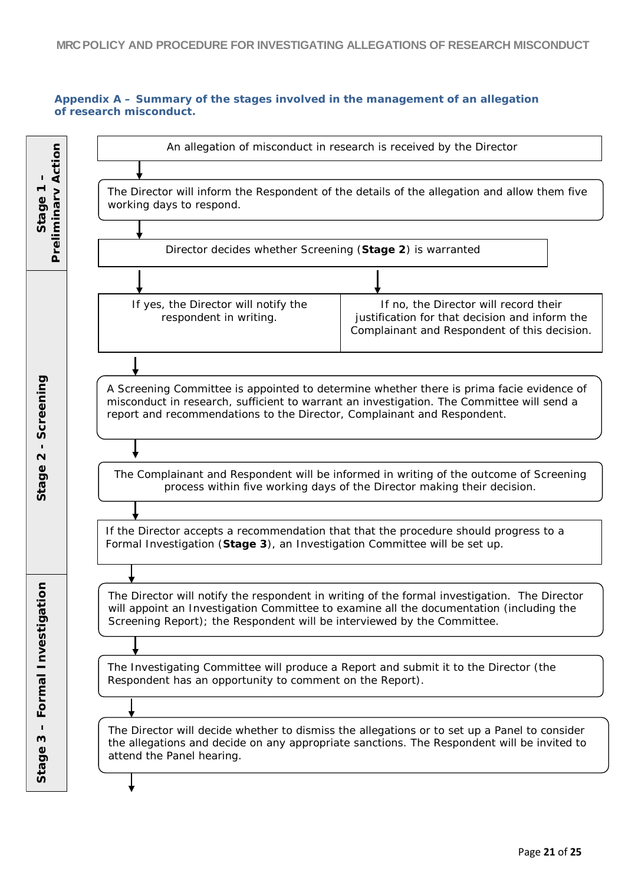### Appendix A – Summary of the stages involved in the management of an allegation of research misconduct.

**Stage 1 - Preliminary Action**

An allegation of misconduct in research is received by the Director

↓

The Director will inform the Respondent of the details of the allegation and allow them five working days to respond.

↓

Director decides whether Screening (**Stage 2**) is warranted

**Stage 2 - Screening**

| If yes, the Director will notify the respondent in writing. | If no, the Director will record their justification for that decision and inform the Complainant and Respondent of this decision. |
|---|---|

↓

A Screening Committee is appointed to determine whether there is prima facie evidence of misconduct in research, sufficient to warrant an investigation. The Committee will send a report and recommendations to the Director, Complainant and Respondent.

↓

The Complainant and Respondent will be informed in writing of the outcome of Screening process within five working days of the Director making their decision.

↓

If the Director accepts a recommendation that that the procedure should progress to a Formal Investigation (**Stage 3**), an Investigation Committee will be set up.

**Stage 3 - Formal Investigation**

↓

The Director will notify the respondent in writing of the formal investigation. The Director will appoint an Investigation Committee to examine all the documentation (including the Screening Report); the Respondent will be interviewed by the Committee.

↓

The Investigating Committee will produce a Report and submit it to the Director (the Respondent has an opportunity to comment on the Report).

↓

The Director will decide whether to dismiss the allegations or to set up a Panel to consider the allegations and decide on any appropriate sanctions. The Respondent will be invited to attend the Panel hearing.

↓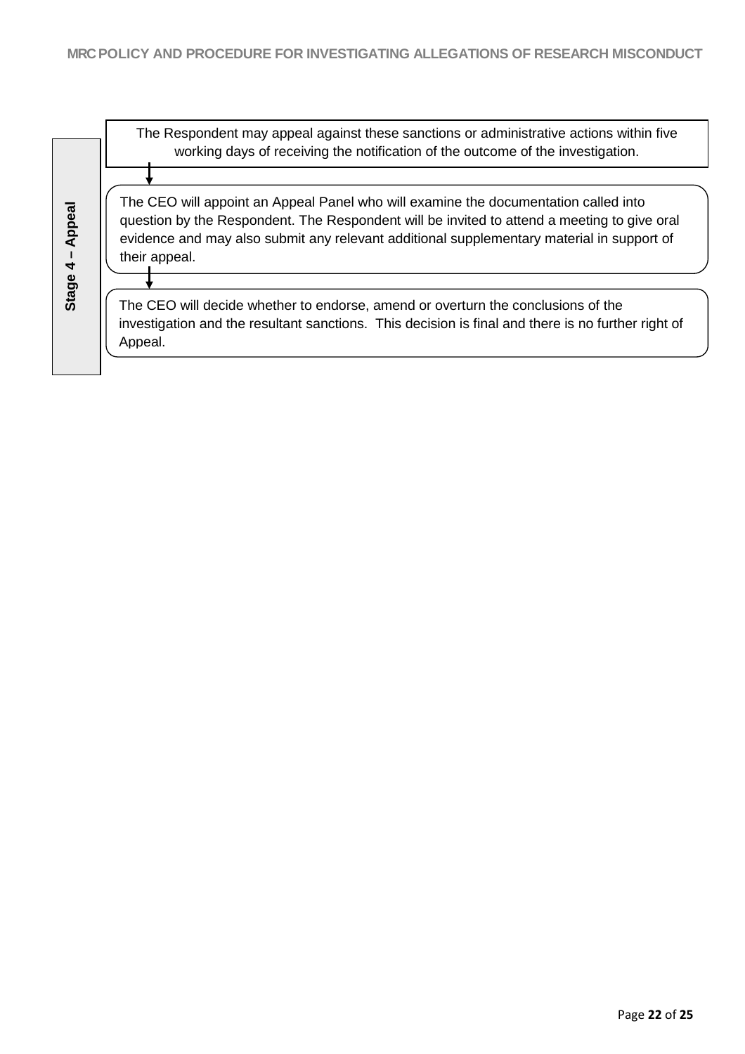**Stage 4 – Appeal**

The Respondent may appeal against these sanctions or administrative actions within five working days of receiving the notification of the outcome of the investigation.

↓

The CEO will appoint an Appeal Panel who will examine the documentation called into question by the Respondent. The Respondent will be invited to attend a meeting to give oral evidence and may also submit any relevant additional supplementary material in support of their appeal.

↓

The CEO will decide whether to endorse, amend or overturn the conclusions of the investigation and the resultant sanctions. This decision is final and there is no further right of Appeal.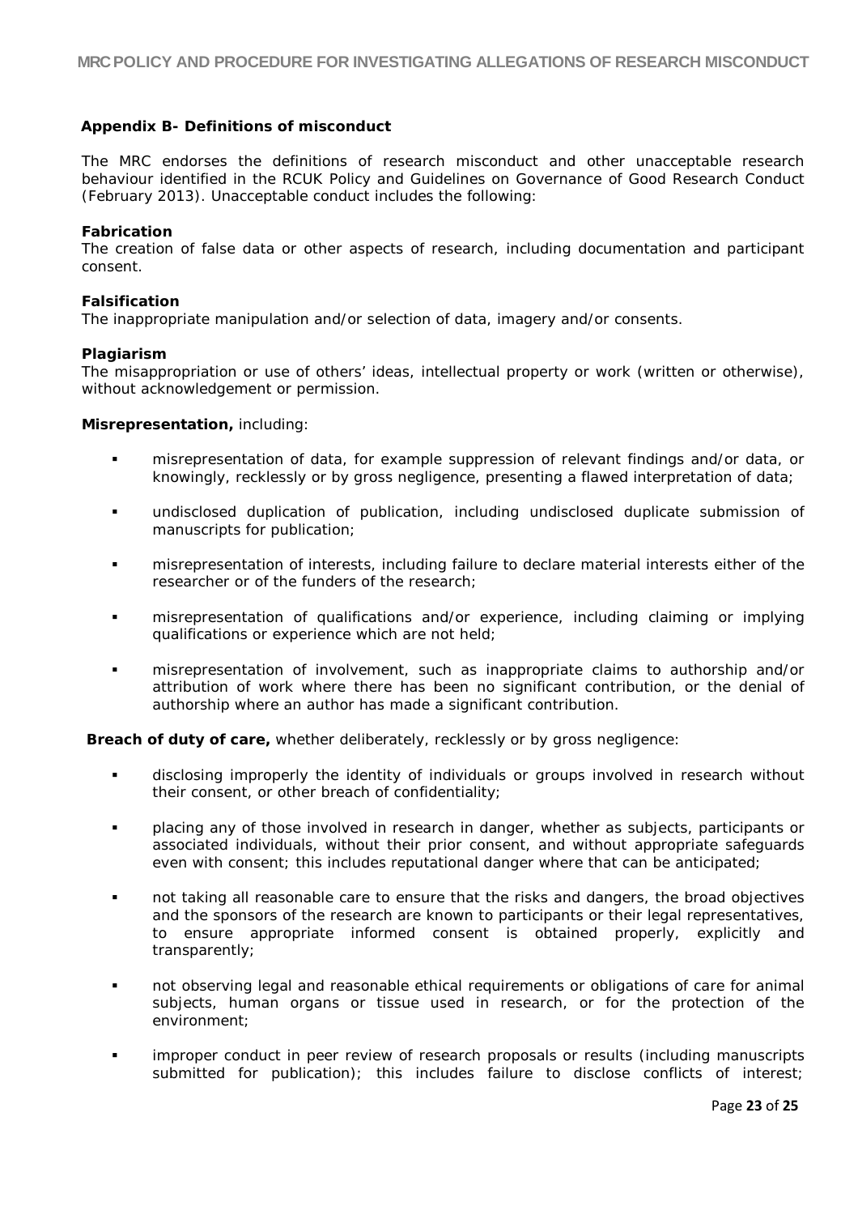### Appendix B- Definitions of misconduct

The MRC endorses the definitions of research misconduct and other unacceptable research behaviour identified in the RCUK Policy and Guidelines on Governance of Good Research Conduct (February 2013). Unacceptable conduct includes the following:

**Fabrication**
The creation of false data or other aspects of research, including documentation and participant consent.

**Falsification**
The inappropriate manipulation and/or selection of data, imagery and/or consents.

**Plagiarism**
The misappropriation or use of others' ideas, intellectual property or work (written or otherwise), without acknowledgement or permission.

**Misrepresentation,** including:

- misrepresentation of data, for example suppression of relevant findings and/or data, or knowingly, recklessly or by gross negligence, presenting a flawed interpretation of data;
- undisclosed duplication of publication, including undisclosed duplicate submission of manuscripts for publication;
- misrepresentation of interests, including failure to declare material interests either of the researcher or of the funders of the research;
- misrepresentation of qualifications and/or experience, including claiming or implying qualifications or experience which are not held;
- misrepresentation of involvement, such as inappropriate claims to authorship and/or attribution of work where there has been no significant contribution, or the denial of authorship where an author has made a significant contribution.

**Breach of duty of care,** whether deliberately, recklessly or by gross negligence:

- disclosing improperly the identity of individuals or groups involved in research without their consent, or other breach of confidentiality;
- placing any of those involved in research in danger, whether as subjects, participants or associated individuals, without their prior consent, and without appropriate safeguards even with consent; this includes reputational danger where that can be anticipated;
- not taking all reasonable care to ensure that the risks and dangers, the broad objectives and the sponsors of the research are known to participants or their legal representatives, to ensure appropriate informed consent is obtained properly, explicitly and transparently;
- not observing legal and reasonable ethical requirements or obligations of care for animal subjects, human organs or tissue used in research, or for the protection of the environment;
- improper conduct in peer review of research proposals or results (including manuscripts submitted for publication); this includes failure to disclose conflicts of interest;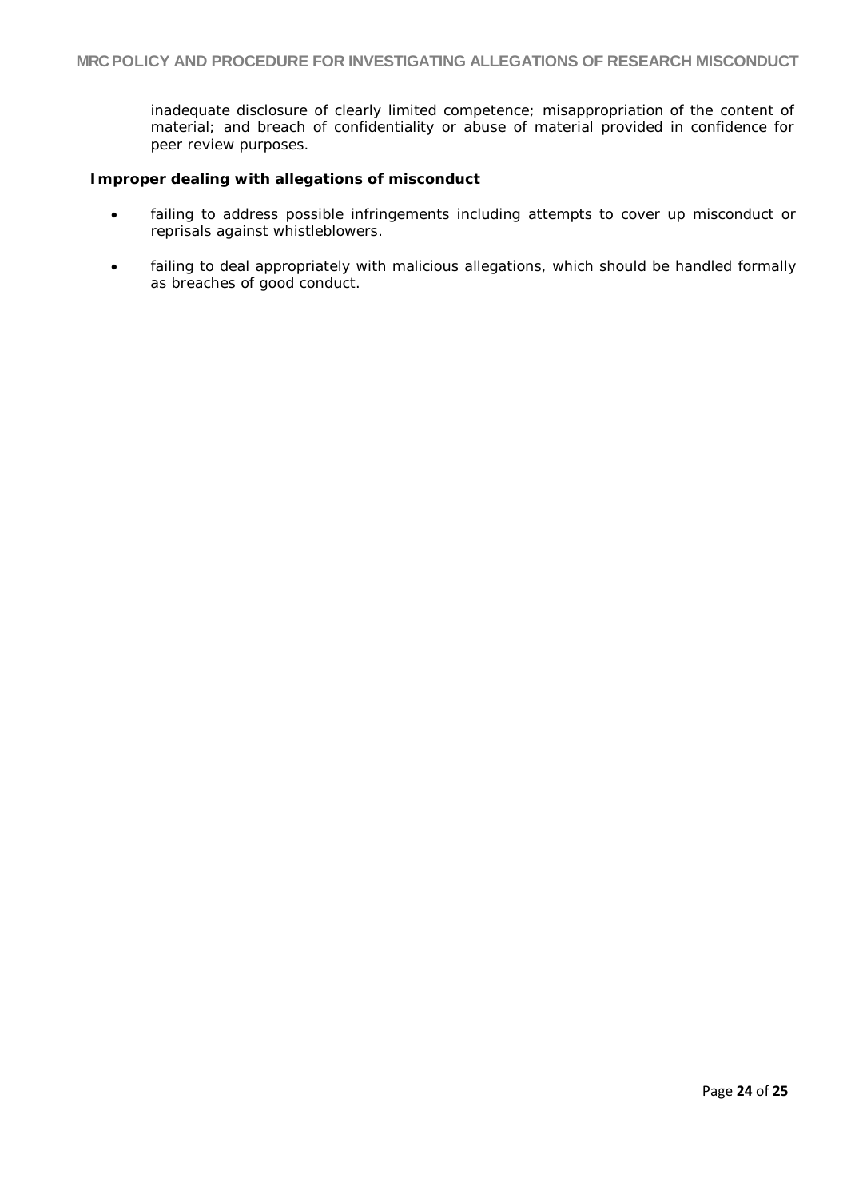inadequate disclosure of clearly limited competence; misappropriation of the content of material; and breach of confidentiality or abuse of material provided in confidence for peer review purposes.

**Improper dealing with allegations of misconduct**

- failing to address possible infringements including attempts to cover up misconduct or reprisals against whistleblowers.
- failing to deal appropriately with malicious allegations, which should be handled formally as breaches of good conduct.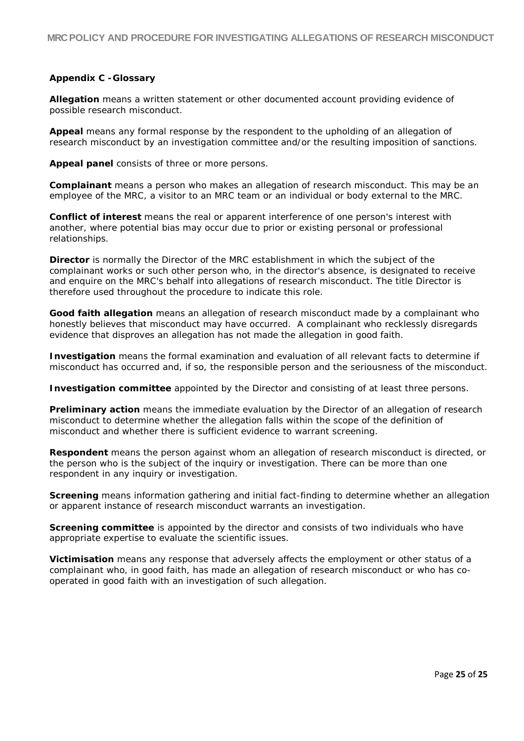## Appendix C - Glossary

**Allegation** means a written statement or other documented account providing evidence of possible research misconduct.

**Appeal** means any formal response by the respondent to the upholding of an allegation of research misconduct by an investigation committee and/or the resulting imposition of sanctions.

**Appeal panel** consists of three or more persons.

**Complainant** means a person who makes an allegation of research misconduct. This may be an employee of the MRC, a visitor to an MRC team or an individual or body external to the MRC.

**Conflict of interest** means the real or apparent interference of one person's interest with another, where potential bias may occur due to prior or existing personal or professional relationships.

**Director** is normally the Director of the MRC establishment in which the subject of the complainant works or such other person who, in the director's absence, is designated to receive and enquire on the MRC's behalf into allegations of research misconduct. The title Director is therefore used throughout the procedure to indicate this role.

**Good faith allegation** means an allegation of research misconduct made by a complainant who honestly believes that misconduct may have occurred. A complainant who recklessly disregards evidence that disproves an allegation has not made the allegation in good faith.

**Investigation** means the formal examination and evaluation of all relevant facts to determine if misconduct has occurred and, if so, the responsible person and the seriousness of the misconduct.

**Investigation committee** appointed by the Director and consisting of at least three persons.

**Preliminary action** means the immediate evaluation by the Director of an allegation of research misconduct to determine whether the allegation falls within the scope of the definition of misconduct and whether there is sufficient evidence to warrant screening.

**Respondent** means the person against whom an allegation of research misconduct is directed, or the person who is the subject of the inquiry or investigation. There can be more than one respondent in any inquiry or investigation.

**Screening** means information gathering and initial fact-finding to determine whether an allegation or apparent instance of research misconduct warrants an investigation.

**Screening committee** is appointed by the director and consists of two individuals who have appropriate expertise to evaluate the scientific issues.

**Victimisation** means any response that adversely affects the employment or other status of a complainant who, in good faith, has made an allegation of research misconduct or who has co-operated in good faith with an investigation of such allegation.